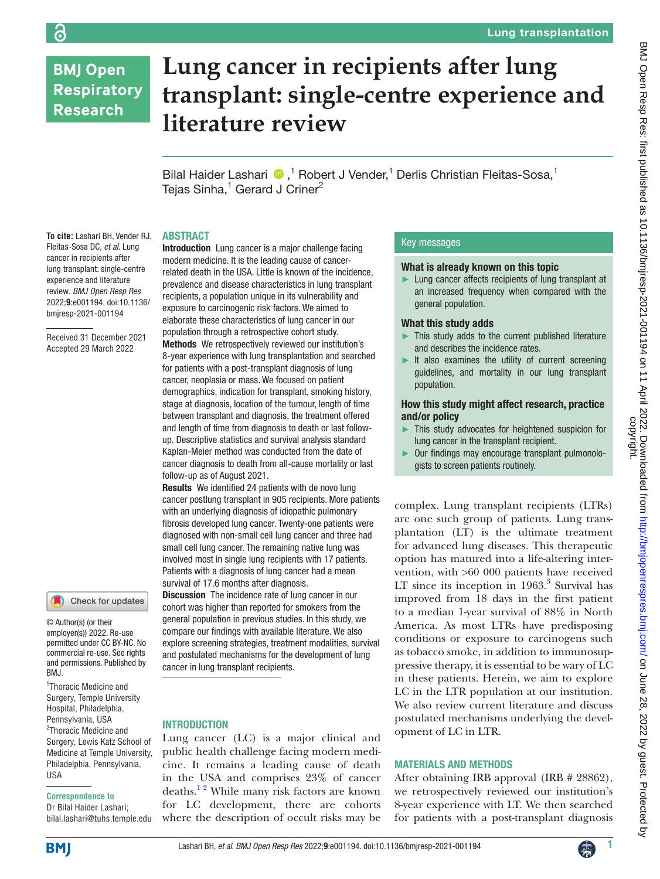Lung transplantation

# Lung cancer in recipients after lung transplant: single-centre experience and literature review

Bilal Haider Lashari,[1] Robert J Vender,[1] Derlis Christian Fleitas-Sosa,[1] Tejas Sinha,[1] Gerard J Criner[2]

**To cite:** Lashari BH, Vender RJ, Fleitas-Sosa DC, *et al*. Lung cancer in recipients after lung transplant: single-centre experience and literature review. *BMJ Open Resp Res* 2022;**9**:e001194. doi:10.1136/bmjresp-2021-001194

Received 31 December 2021
Accepted 29 March 2022

© Author(s) (or their employer(s)) 2022. Re-use permitted under CC BY-NC. No commercial re-use. See rights and permissions. Published by BMJ.

[1]Thoracic Medicine and Surgery, Temple University Hospital, Philadelphia, Pennsylvania, USA
[2]Thoracic Medicine and Surgery, Lewis Katz School of Medicine at Temple University, Philadelphia, Pennsylvania, USA

**Correspondence to**
Dr Bilal Haider Lashari; bilal.lashari@tuhs.temple.edu

## ABSTRACT

**Introduction** Lung cancer is a major challenge facing modern medicine. It is the leading cause of cancer-related death in the USA. Little is known of the incidence, prevalence and disease characteristics in lung transplant recipients, a population unique in its vulnerability and exposure to carcinogenic risk factors. We aimed to elaborate these characteristics of lung cancer in our population through a retrospective cohort study.

**Methods** We retrospectively reviewed our institution's 8-year experience with lung transplantation and searched for patients with a post-transplant diagnosis of lung cancer, neoplasia or mass. We focused on patient demographics, indication for transplant, smoking history, stage at diagnosis, location of the tumour, length of time between transplant and diagnosis, the treatment offered and length of time from diagnosis to death or last follow-up. Descriptive statistics and survival analysis standard Kaplan-Meier method was conducted from the date of cancer diagnosis to death from all-cause mortality or last follow-up as of August 2021.

**Results** We identified 24 patients with de novo lung cancer postlung transplant in 905 recipients. More patients with an underlying diagnosis of idiopathic pulmonary fibrosis developed lung cancer. Twenty-one patients were diagnosed with non-small cell lung cancer and three had small cell lung cancer. The remaining native lung was involved most in single lung recipients with 17 patients. Patients with a diagnosis of lung cancer had a mean survival of 17.6 months after diagnosis.

**Discussion** The incidence rate of lung cancer in our cohort was higher than reported for smokers from the general population in previous studies. In this study, we explore our findings with available literature. We also explore screening strategies, treatment modalities, survival and postulated mechanisms for the development of lung cancer in lung transplant recipients.

### Key messages

**What is already known on this topic**

- Lung cancer affects recipients of lung transplant at an increased frequency when compared with the general population.

**What this study adds**

- This study adds to the current published literature and describes the incidence rates.
- It also examines the utility of current screening guidelines, and mortality in our lung transplant population.

**How this study might affect research, practice and/or policy**

- This study advocates for heightened suspicion for lung cancer in the transplant recipient.
- Our findings may encourage transplant pulmonologists to screen patients routinely.

## INTRODUCTION

Lung cancer (LC) is a major clinical and public health challenge facing modern medicine. It remains a leading cause of death in the USA and comprises 23% of cancer deaths.[1,2] While many risk factors are known for LC development, there are cohorts where the description of occult risks may be complex. Lung transplant recipients (LTRs) are one such group of patients. Lung transplantation (LT) is the ultimate treatment for advanced lung diseases. This therapeutic option has matured into a life-altering intervention, with >60 000 patients have received LT since its inception in 1963.[3] Survival has improved from 18 days in the first patient to a median 1-year survival of 88% in North America. As most LTRs have predisposing conditions or exposure to carcinogens such as tobacco smoke, in addition to immunosuppressive therapy, it is essential to be wary of LC in these patients. Herein, we aim to explore LC in the LTR population at our institution. We also review current literature and discuss postulated mechanisms underlying the development of LC in LTR.

## MATERIALS AND METHODS

After obtaining IRB approval (IRB # 28862), we retrospectively reviewed our institution's 8-year experience with LT. We then searched for patients with a post-transplant diagnosis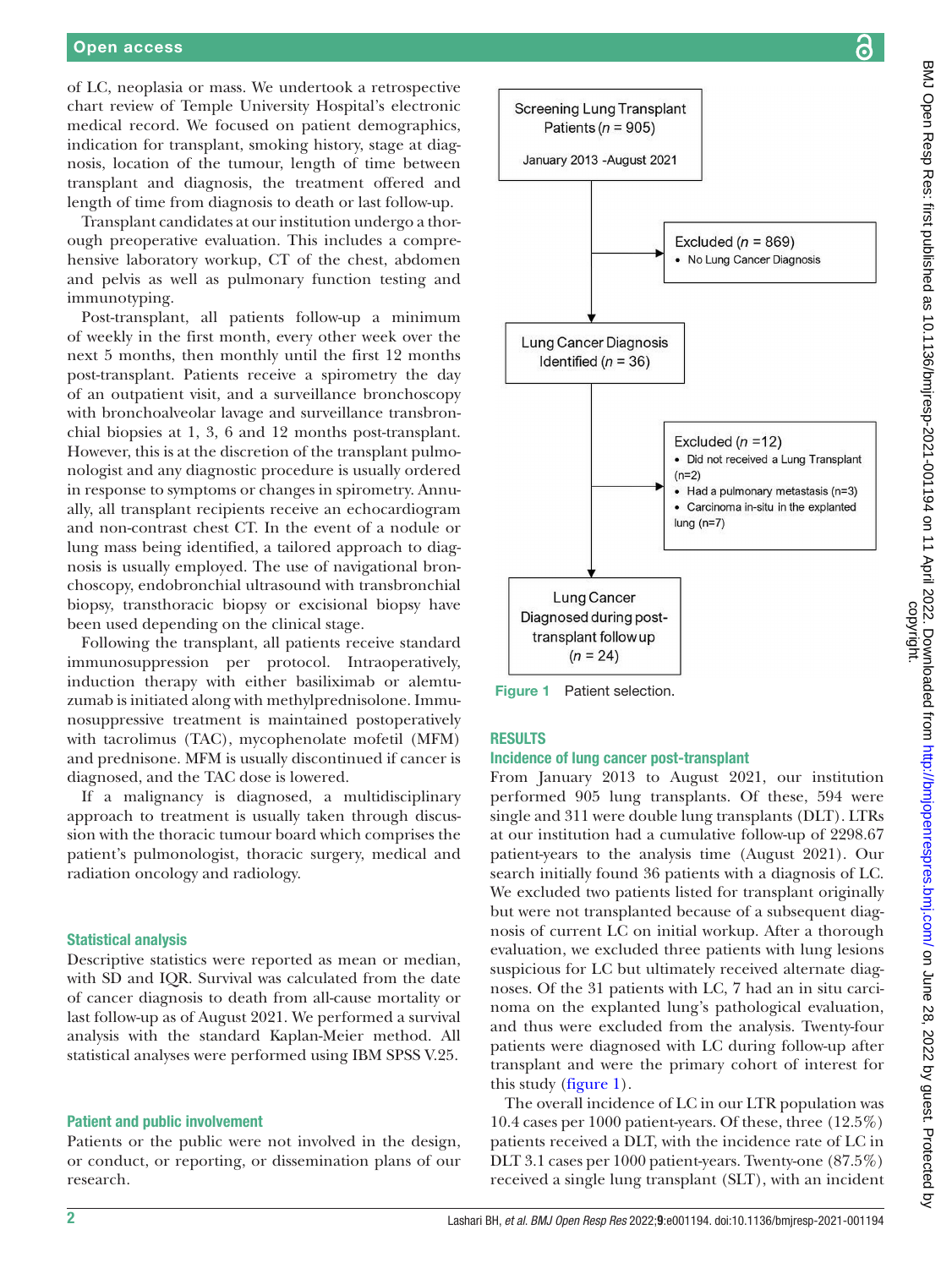of LC, neoplasia or mass. We undertook a retrospective chart review of Temple University Hospital's electronic medical record. We focused on patient demographics, indication for transplant, smoking history, stage at diagnosis, location of the tumour, length of time between transplant and diagnosis, the treatment offered and length of time from diagnosis to death or last follow-up.

Transplant candidates at our institution undergo a thorough preoperative evaluation. This includes a comprehensive laboratory workup, CT of the chest, abdomen and pelvis as well as pulmonary function testing and immunotyping.

Post-transplant, all patients follow-up a minimum of weekly in the first month, every other week over the next 5 months, then monthly until the first 12 months post-transplant. Patients receive a spirometry the day of an outpatient visit, and a surveillance bronchoscopy with bronchoalveolar lavage and surveillance transbronchial biopsies at 1, 3, 6 and 12 months post-transplant. However, this is at the discretion of the transplant pulmonologist and any diagnostic procedure is usually ordered in response to symptoms or changes in spirometry. Annually, all transplant recipients receive an echocardiogram and non-contrast chest CT. In the event of a nodule or lung mass being identified, a tailored approach to diagnosis is usually employed. The use of navigational bronchoscopy, endobronchial ultrasound with transbronchial biopsy, transthoracic biopsy or excisional biopsy have been used depending on the clinical stage.

Following the transplant, all patients receive standard immunosuppression per protocol. Intraoperatively, induction therapy with either basiliximab or alemtuzumab is initiated along with methylprednisolone. Immunosuppressive treatment is maintained postoperatively with tacrolimus (TAC), mycophenolate mofetil (MFM) and prednisone. MFM is usually discontinued if cancer is diagnosed, and the TAC dose is lowered.

If a malignancy is diagnosed, a multidisciplinary approach to treatment is usually taken through discussion with the thoracic tumour board which comprises the patient's pulmonologist, thoracic surgery, medical and radiation oncology and radiology.

### Statistical analysis

Descriptive statistics were reported as mean or median, with SD and IQR. Survival was calculated from the date of cancer diagnosis to death from all-cause mortality or last follow-up as of August 2021. We performed a survival analysis with the standard Kaplan-Meier method. All statistical analyses were performed using IBM SPSS V.25.

### Patient and public involvement

Patients or the public were not involved in the design, or conduct, or reporting, or dissemination plans of our research.

Screening Lung Transplant Patients ($n$ = 905)
January 2013 - August 2021

→ Excluded ($n$ = 869)
- No Lung Cancer Diagnosis

Lung Cancer Diagnosis Identified ($n$ = 36)

→ Excluded ($n$ = 12)
- Did not received a Lung Transplant (n=2)
- Had a pulmonary metastasis (n=3)
- Carcinoma in-situ in the explanted lung (n=7)

Lung Cancer Diagnosed during post-transplant follow up ($n$ = 24)

Figure 1 Patient selection.

## RESULTS

### Incidence of lung cancer post-transplant

From January 2013 to August 2021, our institution performed 905 lung transplants. Of these, 594 were single and 311 were double lung transplants (DLT). LTRs at our institution had a cumulative follow-up of 2298.67 patient-years to the analysis time (August 2021). Our search initially found 36 patients with a diagnosis of LC. We excluded two patients listed for transplant originally but were not transplanted because of a subsequent diagnosis of current LC on initial workup. After a thorough evaluation, we excluded three patients with lung lesions suspicious for LC but ultimately received alternate diagnoses. Of the 31 patients with LC, 7 had an in situ carcinoma on the explanted lung's pathological evaluation, and thus were excluded from the analysis. Twenty-four patients were diagnosed with LC during follow-up after transplant and were the primary cohort of interest for this study (figure 1).

The overall incidence of LC in our LTR population was 10.4 cases per 1000 patient-years. Of these, three (12.5%) patients received a DLT, with the incidence rate of LC in DLT 3.1 cases per 1000 patient-years. Twenty-one (87.5%) received a single lung transplant (SLT), with an incident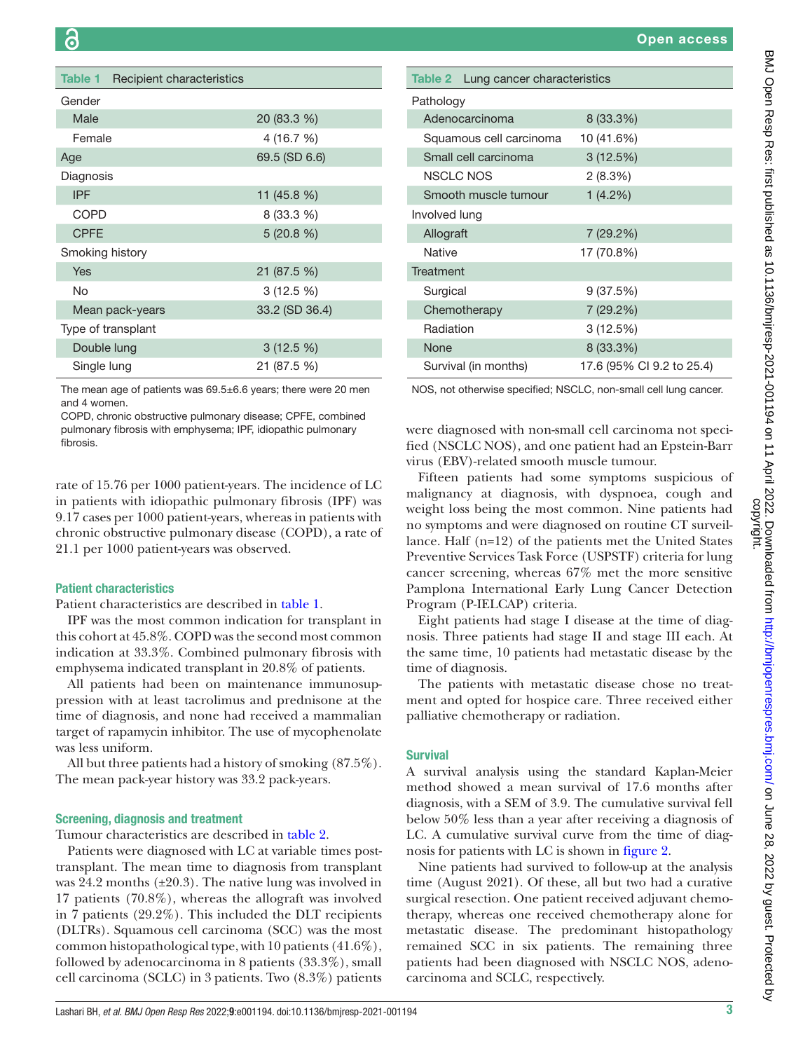**Table 1** Recipient characteristics

| | |
|---|---|
| Gender | |
| Male | 20 (83.3 %) |
| Female | 4 (16.7 %) |
| Age | 69.5 (SD 6.6) |
| Diagnosis | |
| IPF | 11 (45.8 %) |
| COPD | 8 (33.3 %) |
| CPFE | 5 (20.8 %) |
| Smoking history | |
| Yes | 21 (87.5 %) |
| No | 3 (12.5 %) |
| Mean pack-years | 33.2 (SD 36.4) |
| Type of transplant | |
| Double lung | 3 (12.5 %) |
| Single lung | 21 (87.5 %) |

The mean age of patients was 69.5±6.6 years; there were 20 men and 4 women.

COPD, chronic obstructive pulmonary disease; CPFE, combined pulmonary fibrosis with emphysema; IPF, idiopathic pulmonary fibrosis.

rate of 15.76 per 1000 patient-years. The incidence of LC in patients with idiopathic pulmonary fibrosis (IPF) was 9.17 cases per 1000 patient-years, whereas in patients with chronic obstructive pulmonary disease (COPD), a rate of 21.1 per 1000 patient-years was observed.

### Patient characteristics

Patient characteristics are described in table 1.

IPF was the most common indication for transplant in this cohort at 45.8%. COPD was the second most common indication at 33.3%. Combined pulmonary fibrosis with emphysema indicated transplant in 20.8% of patients.

All patients had been on maintenance immunosuppression with at least tacrolimus and prednisone at the time of diagnosis, and none had received a mammalian target of rapamycin inhibitor. The use of mycophenolate was less uniform.

All but three patients had a history of smoking (87.5%). The mean pack-year history was 33.2 pack-years.

### Screening, diagnosis and treatment

Tumour characteristics are described in table 2.

Patients were diagnosed with LC at variable times post-transplant. The mean time to diagnosis from transplant was 24.2 months (±20.3). The native lung was involved in 17 patients (70.8%), whereas the allograft was involved in 7 patients (29.2%). This included the DLT recipients (DLTRs). Squamous cell carcinoma (SCC) was the most common histopathological type, with 10 patients (41.6%), followed by adenocarcinoma in 8 patients (33.3%), small cell carcinoma (SCLC) in 3 patients. Two (8.3%) patients were diagnosed with non-small cell carcinoma not specified (NSCLC NOS), and one patient had an Epstein-Barr virus (EBV)-related smooth muscle tumour.

**Table 2** Lung cancer characteristics

| | |
|---|---|
| Pathology | |
| Adenocarcinoma | 8 (33.3%) |
| Squamous cell carcinoma | 10 (41.6%) |
| Small cell carcinoma | 3 (12.5%) |
| NSCLC NOS | 2 (8.3%) |
| Smooth muscle tumour | 1 (4.2%) |
| Involved lung | |
| Allograft | 7 (29.2%) |
| Native | 17 (70.8%) |
| Treatment | |
| Surgical | 9 (37.5%) |
| Chemotherapy | 7 (29.2%) |
| Radiation | 3 (12.5%) |
| None | 8 (33.3%) |
| Survival (in months) | 17.6 (95% CI 9.2 to 25.4) |

NOS, not otherwise specified; NSCLC, non-small cell lung cancer.

Fifteen patients had some symptoms suspicious of malignancy at diagnosis, with dyspnoea, cough and weight loss being the most common. Nine patients had no symptoms and were diagnosed on routine CT surveillance. Half (n=12) of the patients met the United States Preventive Services Task Force (USPSTF) criteria for lung cancer screening, whereas 67% met the more sensitive Pamplona International Early Lung Cancer Detection Program (P-IELCAP) criteria.

Eight patients had stage I disease at the time of diagnosis. Three patients had stage II and stage III each. At the same time, 10 patients had metastatic disease by the time of diagnosis.

The patients with metastatic disease chose no treatment and opted for hospice care. Three received either palliative chemotherapy or radiation.

### Survival

A survival analysis using the standard Kaplan-Meier method showed a mean survival of 17.6 months after diagnosis, with a SEM of 3.9. The cumulative survival fell below 50% less than a year after receiving a diagnosis of LC. A cumulative survival curve from the time of diagnosis for patients with LC is shown in figure 2.

Nine patients had survived to follow-up at the analysis time (August 2021). Of these, all but two had a curative surgical resection. One patient received adjuvant chemotherapy, whereas one received chemotherapy alone for metastatic disease. The predominant histopathology remained SCC in six patients. The remaining three patients had been diagnosed with NSCLC NOS, adenocarcinoma and SCLC, respectively.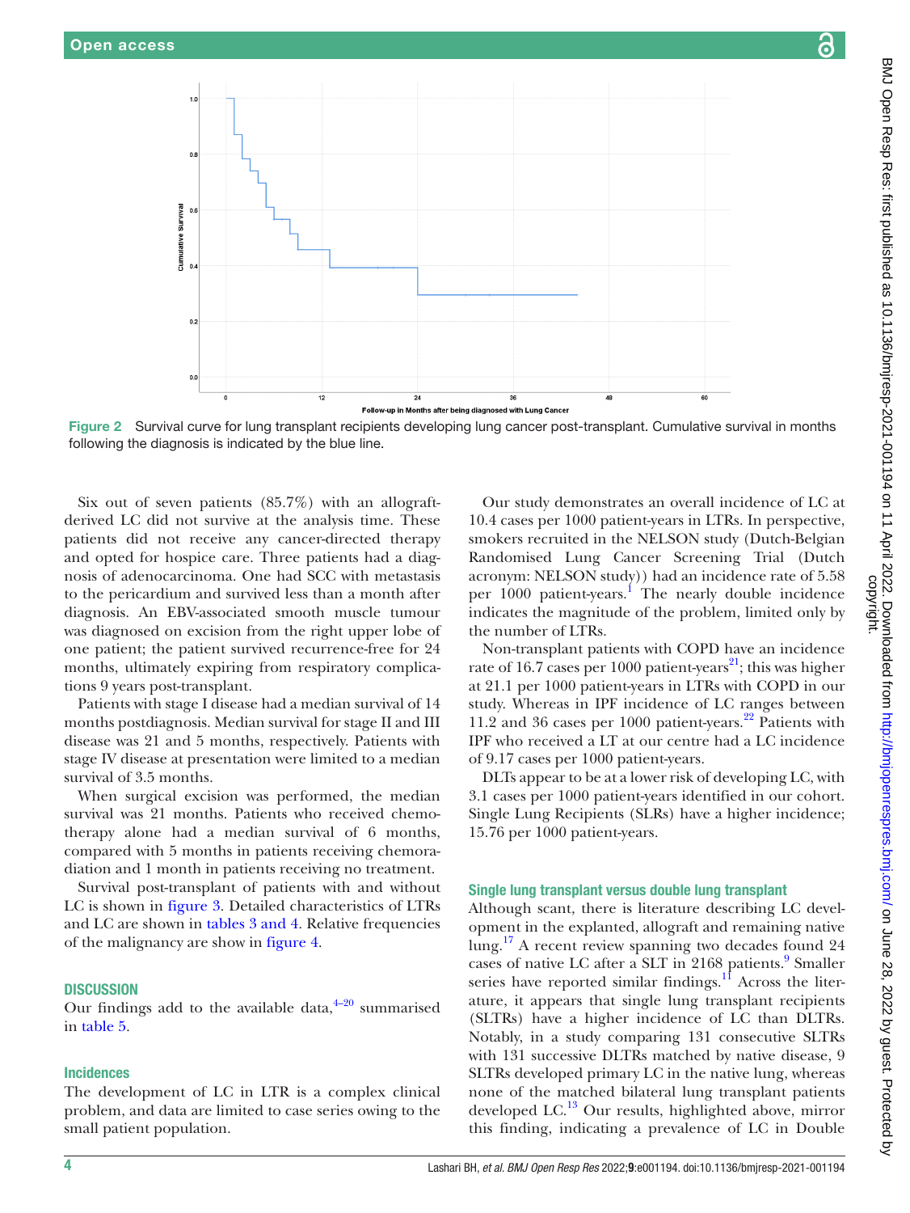Figure 2 Survival curve for lung transplant recipients developing lung cancer post-transplant. Cumulative survival in months following the diagnosis is indicated by the blue line.

Six out of seven patients (85.7%) with an allograft-derived LC did not survive at the analysis time. These patients did not receive any cancer-directed therapy and opted for hospice care. Three patients had a diagnosis of adenocarcinoma. One had SCC with metastasis to the pericardium and survived less than a month after diagnosis. An EBV-associated smooth muscle tumour was diagnosed on excision from the right upper lobe of one patient; the patient survived recurrence-free for 24 months, ultimately expiring from respiratory complications 9 years post-transplant.

Patients with stage I disease had a median survival of 14 months postdiagnosis. Median survival for stage II and III disease was 21 and 5 months, respectively. Patients with stage IV disease at presentation were limited to a median survival of 3.5 months.

When surgical excision was performed, the median survival was 21 months. Patients who received chemotherapy alone had a median survival of 6 months, compared with 5 months in patients receiving chemoradiation and 1 month in patients receiving no treatment.

Survival post-transplant of patients with and without LC is shown in figure 3. Detailed characteristics of LTRs and LC are shown in tables 3 and 4. Relative frequencies of the malignancy are show in figure 4.

## DISCUSSION

Our findings add to the available data,[4–20] summarised in table 5.

### Incidences

The development of LC in LTR is a complex clinical problem, and data are limited to case series owing to the small patient population.

Our study demonstrates an overall incidence of LC at 10.4 cases per 1000 patient-years in LTRs. In perspective, smokers recruited in the NELSON study (Dutch-Belgian Randomised Lung Cancer Screening Trial (Dutch acronym: NELSON study)) had an incidence rate of 5.58 per 1000 patient-years.[1] The nearly double incidence indicates the magnitude of the problem, limited only by the number of LTRs.

Non-transplant patients with COPD have an incidence rate of 16.7 cases per 1000 patient-years[21]; this was higher at 21.1 per 1000 patient-years in LTRs with COPD in our study. Whereas in IPF incidence of LC ranges between 11.2 and 36 cases per 1000 patient-years.[22] Patients with IPF who received a LT at our centre had a LC incidence of 9.17 cases per 1000 patient-years.

DLTs appear to be at a lower risk of developing LC, with 3.1 cases per 1000 patient-years identified in our cohort. Single Lung Recipients (SLRs) have a higher incidence; 15.76 per 1000 patient-years.

### Single lung transplant versus double lung transplant

Although scant, there is literature describing LC development in the explanted, allograft and remaining native lung.[17] A recent review spanning two decades found 24 cases of native LC after a SLT in 2168 patients.[9] Smaller series have reported similar findings.[11] Across the literature, it appears that single lung transplant recipients (SLTRs) have a higher incidence of LC than DLTRs. Notably, in a study comparing 131 consecutive SLTRs with 131 successive DLTRs matched by native disease, 9 SLTRs developed primary LC in the native lung, whereas none of the matched bilateral lung transplant patients developed LC.[13] Our results, highlighted above, mirror this finding, indicating a prevalence of LC in Double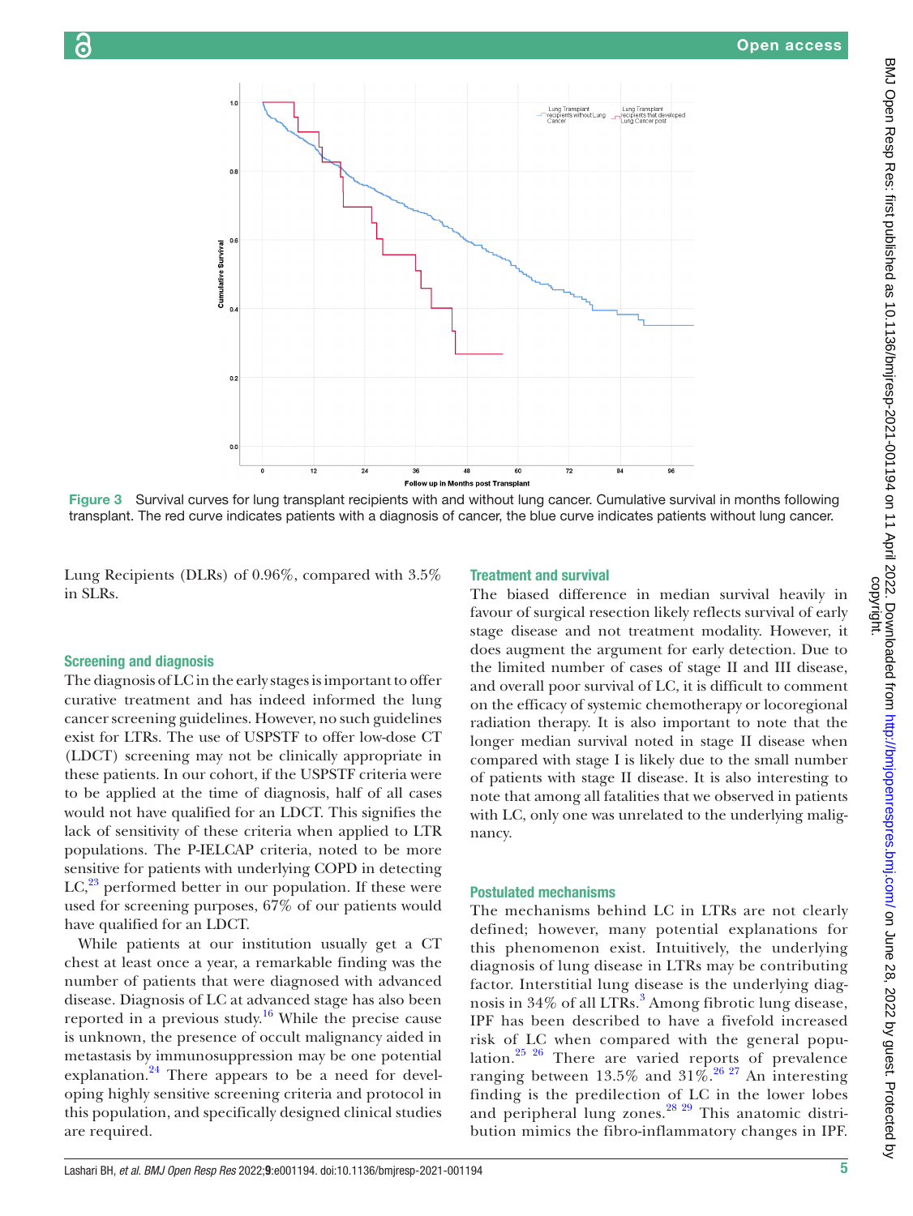Figure 3 Survival curves for lung transplant recipients with and without lung cancer. Cumulative survival in months following transplant. The red curve indicates patients with a diagnosis of cancer, the blue curve indicates patients without lung cancer.

Lung Recipients (DLRs) of 0.96%, compared with 3.5% in SLRs.

### Screening and diagnosis

The diagnosis of LC in the early stages is important to offer curative treatment and has indeed informed the lung cancer screening guidelines. However, no such guidelines exist for LTRs. The use of USPSTF to offer low-dose CT (LDCT) screening may not be clinically appropriate in these patients. In our cohort, if the USPSTF criteria were to be applied at the time of diagnosis, half of all cases would not have qualified for an LDCT. This signifies the lack of sensitivity of these criteria when applied to LTR populations. The P-IELCAP criteria, noted to be more sensitive for patients with underlying COPD in detecting LC,[23] performed better in our population. If these were used for screening purposes, 67% of our patients would have qualified for an LDCT.

While patients at our institution usually get a CT chest at least once a year, a remarkable finding was the number of patients that were diagnosed with advanced disease. Diagnosis of LC at advanced stage has also been reported in a previous study.[16] While the precise cause is unknown, the presence of occult malignancy aided in metastasis by immunosuppression may be one potential explanation.[24] There appears to be a need for developing highly sensitive screening criteria and protocol in this population, and specifically designed clinical studies are required.

### Treatment and survival

The biased difference in median survival heavily in favour of surgical resection likely reflects survival of early stage disease and not treatment modality. However, it does augment the argument for early detection. Due to the limited number of cases of stage II and III disease, and overall poor survival of LC, it is difficult to comment on the efficacy of systemic chemotherapy or locoregional radiation therapy. It is also important to note that the longer median survival noted in stage II disease when compared with stage I is likely due to the small number of patients with stage II disease. It is also interesting to note that among all fatalities that we observed in patients with LC, only one was unrelated to the underlying malignancy.

### Postulated mechanisms

The mechanisms behind LC in LTRs are not clearly defined; however, many potential explanations for this phenomenon exist. Intuitively, the underlying diagnosis of lung disease in LTRs may be contributing factor. Interstitial lung disease is the underlying diagnosis in 34% of all LTRs.[3] Among fibrotic lung disease, IPF has been described to have a fivefold increased risk of LC when compared with the general population.[25 26] There are varied reports of prevalence ranging between 13.5% and 31%.[26 27] An interesting finding is the predilection of LC in the lower lobes and peripheral lung zones.[28 29] This anatomic distribution mimics the fibro-inflammatory changes in IPF.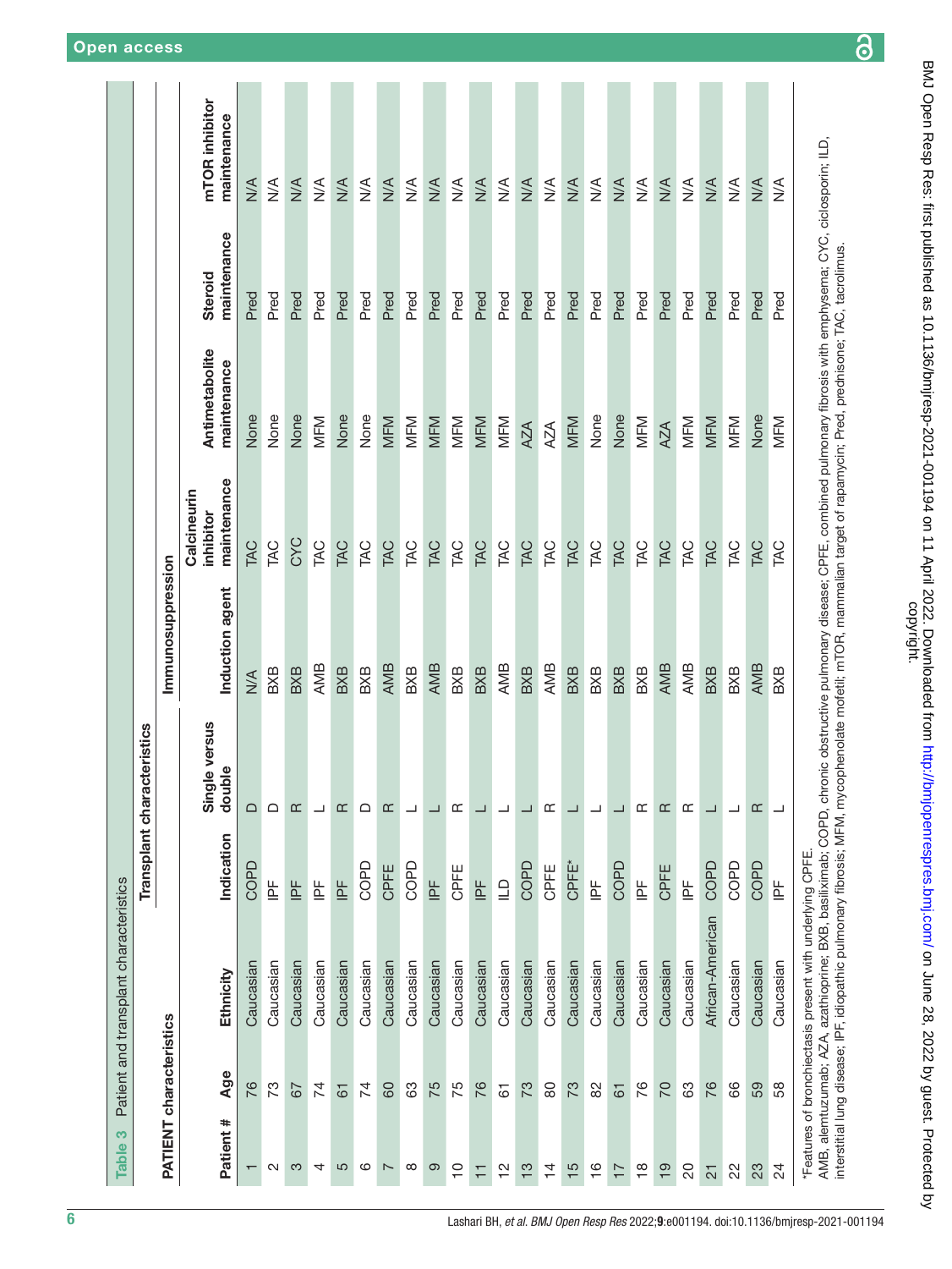**Table 3** Patient and transplant characteristics

| PATIENT characteristics | | | Transplant characteristics | | Immunosuppression | | | | |
|---|---|---|---|---|---|---|---|---|---|
| Patient # | Age | Ethnicity | Indication | Single versus double | Induction agent | Calcineurin inhibitor maintenance | Antimetabolite maintenance | Steroid maintenance | mTOR inhibitor maintenance |
| 1 | 76 | Caucasian | COPD | D | N/A | TAC | None | Pred | N/A |
| 2 | 73 | Caucasian | IPF | D | BXB | TAC | None | Pred | N/A |
| 3 | 67 | Caucasian | IPF | R | BXB | CYC | None | Pred | N/A |
| 4 | 74 | Caucasian | IPF | L | AMB | TAC | MFM | Pred | N/A |
| 5 | 61 | Caucasian | IPF | R | BXB | TAC | None | Pred | N/A |
| 6 | 74 | Caucasian | COPD | D | BXB | TAC | None | Pred | N/A |
| 7 | 60 | Caucasian | CPFE | R | AMB | TAC | MFM | Pred | N/A |
| 8 | 63 | Caucasian | COPD | L | BXB | TAC | MFM | Pred | N/A |
| 9 | 75 | Caucasian | IPF | L | AMB | TAC | MFM | Pred | N/A |
| 10 | 75 | Caucasian | CPFE | R | BXB | TAC | MFM | Pred | N/A |
| 11 | 76 | Caucasian | IPF | L | BXB | TAC | MFM | Pred | N/A |
| 12 | 61 | Caucasian | ILD | L | AMB | TAC | MFM | Pred | N/A |
| 13 | 73 | Caucasian | COPD | L | BXB | TAC | AZA | Pred | N/A |
| 14 | 80 | Caucasian | CPFE | R | AMB | TAC | AZA | Pred | N/A |
| 15 | 73 | Caucasian | CPFE* | L | BXB | TAC | MFM | Pred | N/A |
| 16 | 82 | Caucasian | IPF | L | BXB | TAC | None | Pred | N/A |
| 17 | 61 | Caucasian | COPD | L | BXB | TAC | None | Pred | N/A |
| 18 | 76 | Caucasian | IPF | R | BXB | TAC | MFM | Pred | N/A |
| 19 | 70 | Caucasian | CPFE | R | AMB | TAC | AZA | Pred | N/A |
| 20 | 63 | Caucasian | IPF | R | AMB | TAC | MFM | Pred | N/A |
| 21 | 76 | African-American | COPD | L | BXB | TAC | MFM | Pred | N/A |
| 22 | 66 | Caucasian | COPD | L | BXB | TAC | MFM | Pred | N/A |
| 23 | 59 | Caucasian | COPD | R | AMB | TAC | None | Pred | N/A |
| 24 | 58 | Caucasian | IPF | L | BXB | TAC | MFM | Pred | N/A |

*Features of bronchiectasis present with underlying CPFE.

AMB, alemtuzumab; AZA, azathioprine; BXB, basiliximab; COPD, chronic obstructive pulmonary disease; CPFE, combined pulmonary fibrosis with emphysema; CYC, ciclosporin; ILD, interstitial lung disease; IPF, idiopathic pulmonary fibrosis; MFM, mycophenolate mofetil; mTOR, mammalian target of rapamycin; Pred, prednisone; TAC, tacrolimus.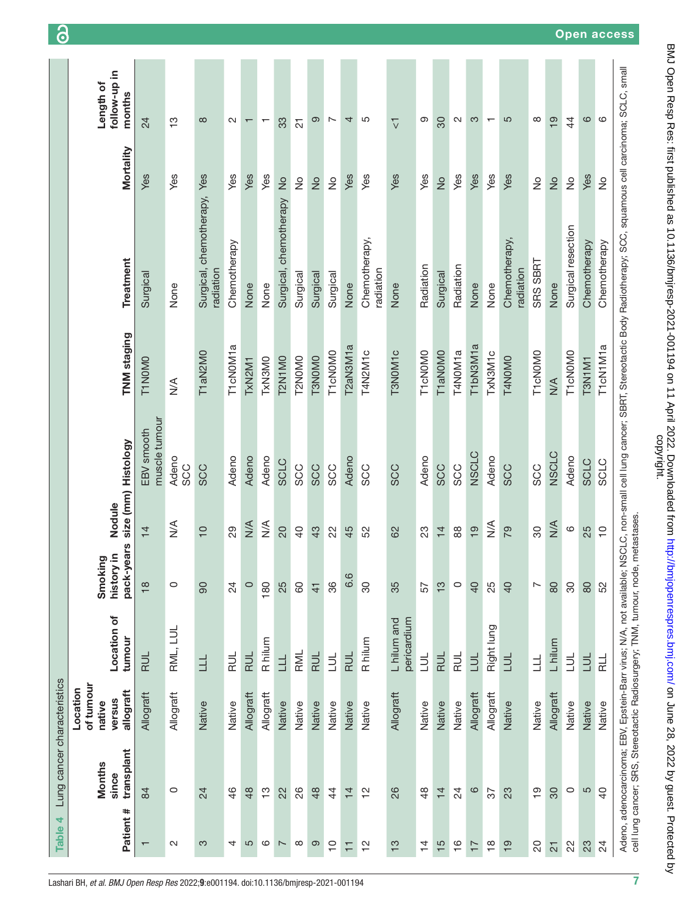**Table 4** Lung cancer characteristics

| Patient # | Months since transplant | Location of tumour native versus allograft | Location of tumour | Smoking history in pack-years | Nodule size (mm) | Histology | TNM staging | Treatment | Mortality | Length of follow-up in months |
|---|---|---|---|---|---|---|---|---|---|---|
| 1 | 84 | Allograft | RUL | 18 | 14 | EBV smooth muscle tumour | T1N0M0 | Surgical | Yes | 24 |
| 2 | 0 | Allograft | RML, LUL | 0 | N/A | Adeno SCC | N/A | None | Yes | 13 |
| 3 | 24 | Native | LLL | 90 | 10 | SCC | T1aN2M0 | Surgical, chemotherapy, radiation | Yes | 8 |
| 4 | 46 | Native | RUL | 24 | 29 | Adeno | T1cN0M1a | Chemotherapy | Yes | 2 |
| 5 | 48 | Allograft | RUL | 0 | N/A | Adeno | TxN2M1 | None | Yes | 1 |
| 6 | 13 | Allograft | R hilum | 180 | N/A | Adeno | TxN3M0 | None | Yes | 1 |
| 7 | 22 | Native | LLL | 25 | 20 | SCLC | T2N1M0 | Surgical, chemotherapy | No | 33 |
| 8 | 26 | Native | RML | 60 | 40 | SCC | T2N0M0 | Surgical | No | 21 |
| 9 | 48 | Native | RUL | 41 | 43 | SCC | T3N0M0 | Surgical | No | 9 |
| 10 | 44 | Native | LUL | 36 | 22 | SCC | T1cN0M0 | Surgical | No | 7 |
| 11 | 14 | Native | RUL | 6.6 | 45 | Adeno | T2aN3M1a | None | Yes | 4 |
| 12 | 12 | Native | R hilum | 30 | 52 | SCC | T4N2M1c | Chemotherapy, radiation | Yes | 5 |
| 13 | 26 | Allograft | L hilum and pericardium | 35 | 62 | SCC | T3N0M1c | None | Yes | <1 |
| 14 | 48 | Native | LUL | 57 | 23 | Adeno | T1cN0M0 | Radiation | Yes | 9 |
| 15 | 14 | Native | RUL | 13 | 14 | SCC | T1aN0M0 | Surgical | No | 30 |
| 16 | 24 | Native | RUL | 0 | 88 | SCC | T4N0M1a | Radiation | Yes | 2 |
| 17 | 6 | Allograft | LUL | 40 | 19 | NSCLC | T1bN3M1a | None | Yes | 3 |
| 18 | 37 | Allograft | Right lung | 25 | N/A | Adeno | TxN3M1c | None | Yes | 1 |
| 19 | 23 | Native | LUL | 40 | 79 | SCC | T4N0M0 | Chemotherapy, radiation | Yes | 5 |
| 20 | 19 | Native | LLL | 7 | 30 | SCC | T1cN0M0 | SRS SBRT | No | 8 |
| 21 | 30 | Allograft | L hilum | 80 | N/A | NSCLC | N/A | None | No | 19 |
| 22 | 0 | Native | LUL | 30 | 6 | Adeno | T1cN0M0 | Surgical resection | No | 44 |
| 23 | 5 | Native | LUL | 80 | 25 | SCLC | T3N1M1 | Chemotherapy | Yes | 6 |
| 24 | 40 | Native | RLL | 52 | 10 | SCLC | T1cN1M1a | Chemotherapy | No | 6 |

Adeno, adenocarcinoma; EBV, Epstein-Barr virus; N/A, not available; NSCLC, non-small cell lung cancer; SBRT, Stereotactic Body Radiotherapy; SCC, squamous cell carcinoma; SCLC, small cell lung cancer; SRS, Stereotactic Radiosurgery; TNM, tumour, node, metastases.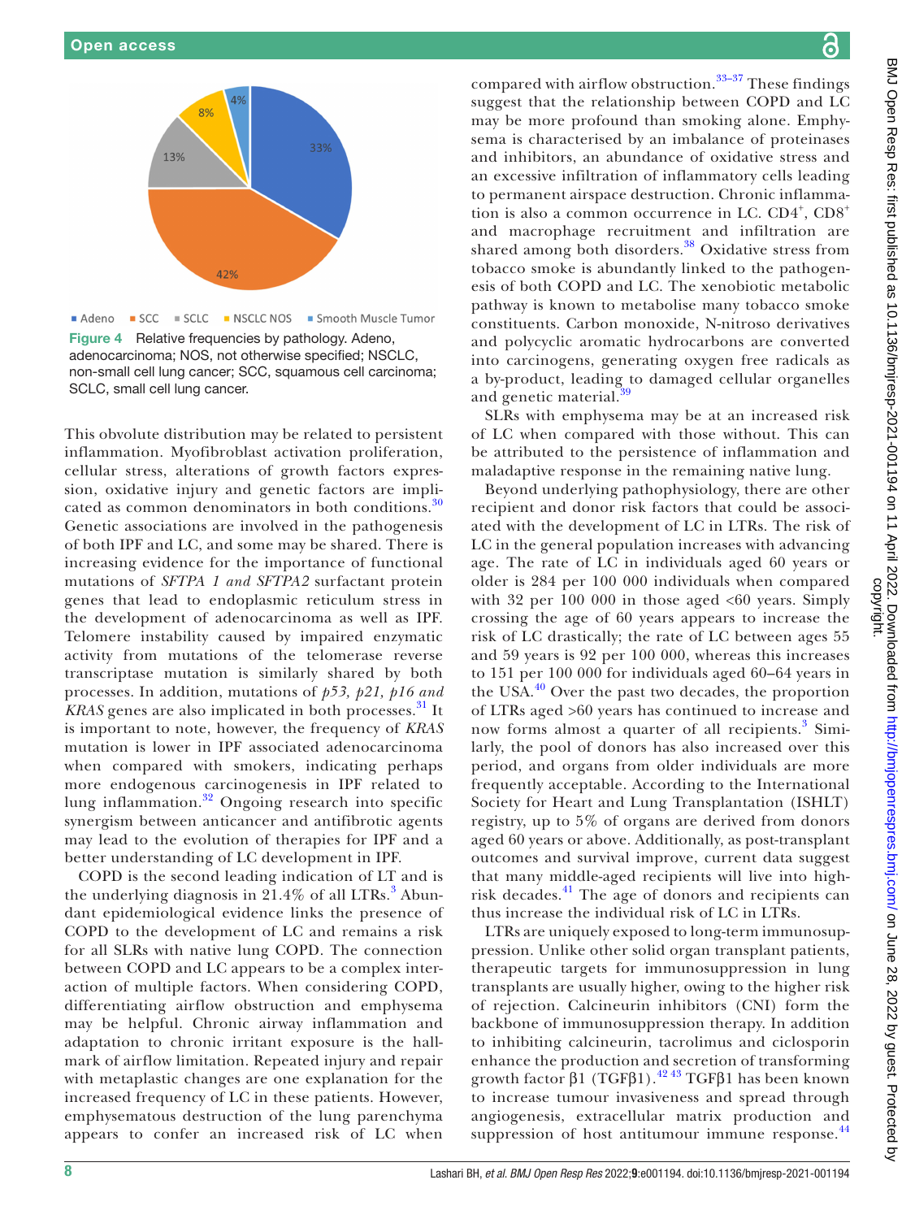Adeno SCC SCLC NSCLC NOS Smooth Muscle Tumor

33% 42% 13% 8% 4%

**Figure 4** Relative frequencies by pathology. Adeno, adenocarcinoma; NOS, not otherwise specified; NSCLC, non-small cell lung cancer; SCC, squamous cell carcinoma; SCLC, small cell lung cancer.

This obvolute distribution may be related to persistent inflammation. Myofibroblast activation proliferation, cellular stress, alterations of growth factors expression, oxidative injury and genetic factors are implicated as common denominators in both conditions.[30] Genetic associations are involved in the pathogenesis of both IPF and LC, and some may be shared. There is increasing evidence for the importance of functional mutations of *SFTPA 1 and SFTPA2* surfactant protein genes that lead to endoplasmic reticulum stress in the development of adenocarcinoma as well as IPF. Telomere instability caused by impaired enzymatic activity from mutations of the telomerase reverse transcriptase mutation is similarly shared by both processes. In addition, mutations of *p53, p21, p16 and KRAS* genes are also implicated in both processes.[31] It is important to note, however, the frequency of *KRAS* mutation is lower in IPF associated adenocarcinoma when compared with smokers, indicating perhaps more endogenous carcinogenesis in IPF related to lung inflammation.[32] Ongoing research into specific synergism between anticancer and antifibrotic agents may lead to the evolution of therapies for IPF and a better understanding of LC development in IPF.

COPD is the second leading indication of LT and is the underlying diagnosis in 21.4% of all LTRs.[3] Abundant epidemiological evidence links the presence of COPD to the development of LC and remains a risk for all SLRs with native lung COPD. The connection between COPD and LC appears to be a complex interaction of multiple factors. When considering COPD, differentiating airflow obstruction and emphysema may be helpful. Chronic airway inflammation and adaptation to chronic irritant exposure is the hallmark of airflow limitation. Repeated injury and repair with metaplastic changes are one explanation for the increased frequency of LC in these patients. However, emphysematous destruction of the lung parenchyma appears to confer an increased risk of LC when compared with airflow obstruction.[33–37] These findings suggest that the relationship between COPD and LC may be more profound than smoking alone. Emphysema is characterised by an imbalance of proteinases and inhibitors, an abundance of oxidative stress and an excessive infiltration of inflammatory cells leading to permanent airspace destruction. Chronic inflammation is also a common occurrence in LC. $CD4^+$, $CD8^+$ and macrophage recruitment and infiltration are shared among both disorders.[38] Oxidative stress from tobacco smoke is abundantly linked to the pathogenesis of both COPD and LC. The xenobiotic metabolic pathway is known to metabolise many tobacco smoke constituents. Carbon monoxide, N-nitroso derivatives and polycyclic aromatic hydrocarbons are converted into carcinogens, generating oxygen free radicals as a by-product, leading to damaged cellular organelles and genetic material.[39]

SLRs with emphysema may be at an increased risk of LC when compared with those without. This can be attributed to the persistence of inflammation and maladaptive response in the remaining native lung.

Beyond underlying pathophysiology, there are other recipient and donor risk factors that could be associated with the development of LC in LTRs. The risk of LC in the general population increases with advancing age. The rate of LC in individuals aged 60 years or older is 284 per 100 000 individuals when compared with 32 per 100 000 in those aged <60 years. Simply crossing the age of 60 years appears to increase the risk of LC drastically; the rate of LC between ages 55 and 59 years is 92 per 100 000, whereas this increases to 151 per 100 000 for individuals aged 60–64 years in the USA.[40] Over the past two decades, the proportion of LTRs aged >60 years has continued to increase and now forms almost a quarter of all recipients.[3] Similarly, the pool of donors has also increased over this period, and organs from older individuals are more frequently acceptable. According to the International Society for Heart and Lung Transplantation (ISHLT) registry, up to 5% of organs are derived from donors aged 60 years or above. Additionally, as post-transplant outcomes and survival improve, current data suggest that many middle-aged recipients will live into high-risk decades.[41] The age of donors and recipients can thus increase the individual risk of LC in LTRs.

LTRs are uniquely exposed to long-term immunosuppression. Unlike other solid organ transplant patients, therapeutic targets for immunosuppression in lung transplants are usually higher, owing to the higher risk of rejection. Calcineurin inhibitors (CNI) form the backbone of immunosuppression therapy. In addition to inhibiting calcineurin, tacrolimus and ciclosporin enhance the production and secretion of transforming growth factor β1 (TGFβ1).[42 43] TGFβ1 has been known to increase tumour invasiveness and spread through angiogenesis, extracellular matrix production and suppression of host antitumour immune response.[44]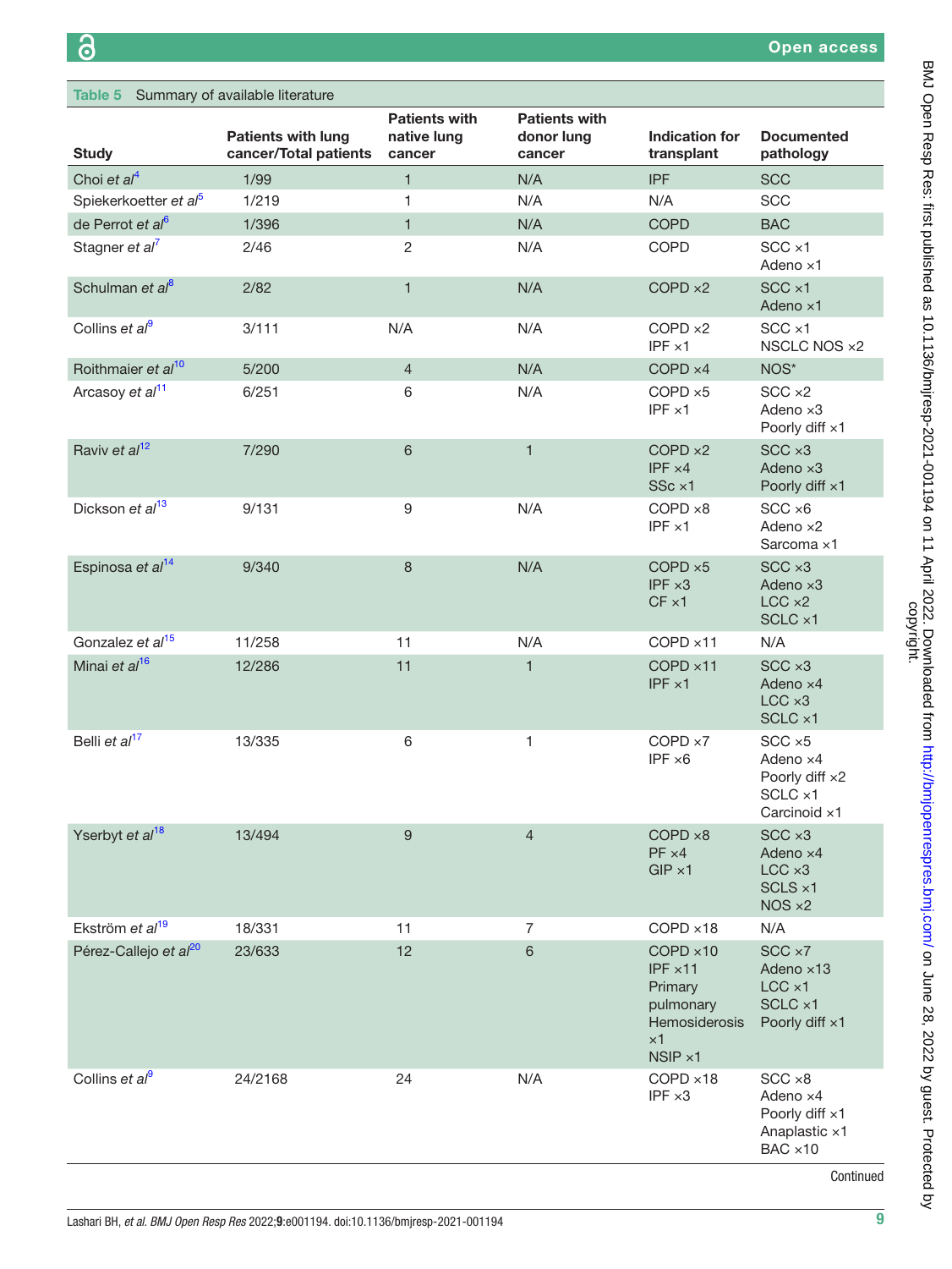Table 5 Summary of available literature

| Study | Patients with lung cancer/Total patients | Patients with native lung cancer | Patients with donor lung cancer | Indication for transplant | Documented pathology |
|---|---|---|---|---|---|
| Choi *et al*[4] | 1/99 | 1 | N/A | IPF | SCC |
| Spiekerkoetter *et al*[5] | 1/219 | 1 | N/A | N/A | SCC |
| de Perrot *et al*[6] | 1/396 | 1 | N/A | COPD | BAC |
| Stagner *et al*[7] | 2/46 | 2 | N/A | COPD | SCC ×1<br>Adeno ×1 |
| Schulman *et al*[8] | 2/82 | 1 | N/A | COPD ×2 | SCC ×1<br>Adeno ×1 |
| Collins *et al*[9] | 3/111 | N/A | N/A | COPD ×2<br>IPF ×1 | SCC ×1<br>NSCLC NOS ×2 |
| Roithmaier *et al*[10] | 5/200 | 4 | N/A | COPD ×4 | NOS* |
| Arcasoy *et al*[11] | 6/251 | 6 | N/A | COPD ×5<br>IPF ×1 | SCC ×2<br>Adeno ×3<br>Poorly diff ×1 |
| Raviv *et al*[12] | 7/290 | 6 | 1 | COPD ×2<br>IPF ×4<br>SSc ×1 | SCC ×3<br>Adeno ×3<br>Poorly diff ×1 |
| Dickson *et al*[13] | 9/131 | 9 | N/A | COPD ×8<br>IPF ×1 | SCC ×6<br>Adeno ×2<br>Sarcoma ×1 |
| Espinosa *et al*[14] | 9/340 | 8 | N/A | COPD ×5<br>IPF ×3<br>CF ×1 | SCC ×3<br>Adeno ×3<br>LCC ×2<br>SCLC ×1 |
| Gonzalez *et al*[15] | 11/258 | 11 | N/A | COPD ×11 | N/A |
| Minai *et al*[16] | 12/286 | 11 | 1 | COPD ×11<br>IPF ×1 | SCC ×3<br>Adeno ×4<br>LCC ×3<br>SCLC ×1 |
| Belli *et al*[17] | 13/335 | 6 | 1 | COPD ×7<br>IPF ×6 | SCC ×5<br>Adeno ×4<br>Poorly diff ×2<br>SCLC ×1<br>Carcinoid ×1 |
| Yserbyt *et al*[18] | 13/494 | 9 | 4 | COPD ×8<br>PF ×4<br>GIP ×1 | SCC ×3<br>Adeno ×4<br>LCC ×3<br>SCLS ×1<br>NOS ×2 |
| Ekström *et al*[19] | 18/331 | 11 | 7 | COPD ×18 | N/A |
| Pérez-Callejo *et al*[20] | 23/633 | 12 | 6 | COPD ×10<br>IPF ×11<br>Primary pulmonary Hemosiderosis ×1<br>NSIP ×1 | SCC ×7<br>Adeno ×13<br>LCC ×1<br>SCLC ×1<br>Poorly diff ×1 |
| Collins *et al*[9] | 24/2168 | 24 | N/A | COPD ×18<br>IPF ×3 | SCC ×8<br>Adeno ×4<br>Poorly diff ×1<br>Anaplastic ×1<br>BAC ×10 |

Continued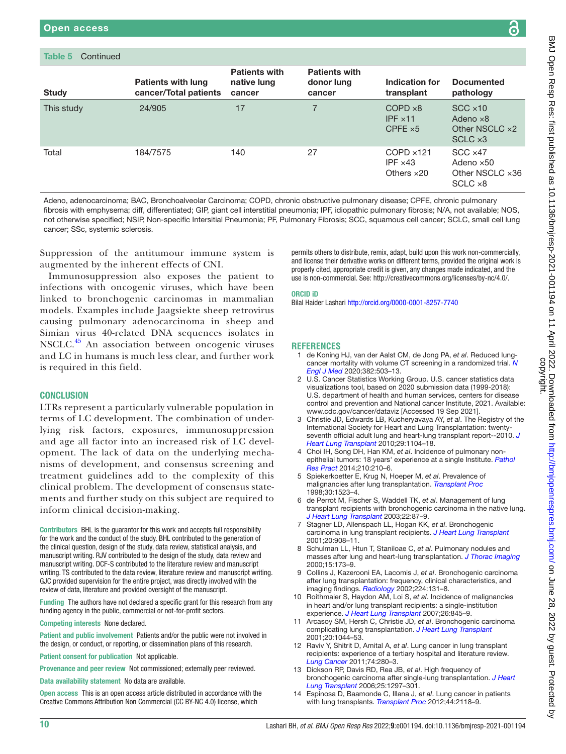Table 5 Continued

| Study | Patients with lung cancer/Total patients | Patients with native lung cancer | Patients with donor lung cancer | Indication for transplant | Documented pathology |
|---|---|---|---|---|---|
| This study | 24/905 | 17 | 7 | COPD ×8<br>IPF ×11<br>CPFE ×5 | SCC ×10<br>Adeno ×8<br>Other NSCLC ×2<br>SCLC ×3 |
| Total | 184/7575 | 140 | 27 | COPD ×121<br>IPF ×43<br>Others ×20 | SCC ×47<br>Adeno ×50<br>Other NSCLC ×36<br>SCLC ×8 |

Adeno, adenocarcinoma; BAC, Bronchoalveolar Carcinoma; COPD, chronic obstructive pulmonary disease; CPFE, chronic pulmonary fibrosis with emphysema; diff, differentiated; GIP, giant cell interstitial pneumonia; IPF, idiopathic pulmonary fibrosis; N/A, not available; NOS, not otherwise specified; NSIP, Non-specific Intersitial Pneumonia; PF, Pulmonary Fibrosis; SCC, squamous cell cancer; SCLC, small cell lung cancer; SSc, systemic sclerosis.

Suppression of the antitumour immune system is augmented by the inherent effects of CNI.

Immunosuppression also exposes the patient to infections with oncogenic viruses, which have been linked to bronchogenic carcinomas in mammalian models. Examples include Jaagsiekte sheep retrovirus causing pulmonary adenocarcinoma in sheep and Simian virus 40-related DNA sequences isolates in NSCLC.[45] An association between oncogenic viruses and LC in humans is much less clear, and further work is required in this field.

## CONCLUSION

LTRs represent a particularly vulnerable population in terms of LC development. The combination of underlying risk factors, exposures, immunosuppression and age all factor into an increased risk of LC development. The lack of data on the underlying mechanisms of development, and consensus screening and treatment guidelines add to the complexity of this clinical problem. The development of consensus statements and further study on this subject are required to inform clinical decision-making.

**Contributors** BHL is the guarantor for this work and accepts full responsibility for the work and the conduct of the study. BHL contributed to the generation of the clinical question, design of the study, data review, statistical analysis, and manuscript writing. RJV contributed to the design of the study, data review and manuscript writing. DCF-S contributed to the literature review and manuscript writing. TS contributed to the data review, literature review and manuscript writing. GJC provided supervision for the entire project, was directly involved with the review of data, literature and provided oversight of the manuscript.

**Funding** The authors have not declared a specific grant for this research from any funding agency in the public, commercial or not-for-profit sectors.

**Competing interests** None declared.

**Patient and public involvement** Patients and/or the public were not involved in the design, or conduct, or reporting, or dissemination plans of this research.

**Patient consent for publication** Not applicable.

**Provenance and peer review** Not commissioned; externally peer reviewed.

**Data availability statement** No data are available.

**Open access** This is an open access article distributed in accordance with the Creative Commons Attribution Non Commercial (CC BY-NC 4.0) license, which permits others to distribute, remix, adapt, build upon this work non-commercially, and license their derivative works on different terms, provided the original work is properly cited, appropriate credit is given, any changes made indicated, and the use is non-commercial. See: http://creativecommons.org/licenses/by-nc/4.0/.

**ORCID iD**

Bilal Haider Lashari http://orcid.org/0000-0001-8257-7740

## REFERENCES

1. de Koning HJ, van der Aalst CM, de Jong PA, *et al*. Reduced lung-cancer mortality with volume CT screening in a randomized trial. *N Engl J Med* 2020;382:503–13.
2. U.S. Cancer Statistics Working Group. U.S. cancer statistics data visualizations tool, based on 2020 submission data (1999-2018): U.S. department of health and human services, centers for disease control and prevention and National cancer Institute, 2021. Available: www.cdc.gov/cancer/dataviz [Accessed 19 Sep 2021].
3. Christie JD, Edwards LB, Kucheryavaya AY, *et al*. The Registry of the International Society for Heart and Lung Transplantation: twenty-seventh official adult lung and heart-lung transplant report--2010. *J Heart Lung Transplant* 2010;29:1104–18.
4. Choi IH, Song DH, Han KM, *et al*. Incidence of pulmonary non-epithelial tumors: 18 years' experience at a single Institute. *Pathol Res Pract* 2014;210:210–6.
5. Spiekerkoetter E, Krug N, Hoeper M, *et al*. Prevalence of malignancies after lung transplantation. *Transplant Proc* 1998;30:1523–4.
6. de Perrot M, Fischer S, Waddell TK, *et al*. Management of lung transplant recipients with bronchogenic carcinoma in the native lung. *J Heart Lung Transplant* 2003;22:87–9.
7. Stagner LD, Allenspach LL, Hogan KK, *et al*. Bronchogenic carcinoma in lung transplant recipients. *J Heart Lung Transplant* 2001;20:908–11.
8. Schulman LL, Htun T, Staniloae C, *et al*. Pulmonary nodules and masses after lung and heart-lung transplantation. *J Thorac Imaging* 2000;15:173–9.
9. Collins J, Kazerooni EA, Lacomis J, *et al*. Bronchogenic carcinoma after lung transplantation: frequency, clinical characteristics, and imaging findings. *Radiology* 2002;224:131–8.
10. Roithmaier S, Haydon AM, Loi S, *et al*. Incidence of malignancies in heart and/or lung transplant recipients: a single-institution experience. *J Heart Lung Transplant* 2007;26:845–9.
11. Arcasoy SM, Hersh C, Christie JD, *et al*. Bronchogenic carcinoma complicating lung transplantation. *J Heart Lung Transplant* 2001;20:1044–53.
12. Raviv Y, Shitrit D, Amital A, *et al*. Lung cancer in lung transplant recipients: experience of a tertiary hospital and literature review. *Lung Cancer* 2011;74:280–3.
13. Dickson RP, Davis RD, Rea JB, *et al*. High frequency of bronchogenic carcinoma after single-lung transplantation. *J Heart Lung Transplant* 2006;25:1297–301.
14. Espinosa D, Baamonde C, Illana J, *et al*. Lung cancer in patients with lung transplants. *Transplant Proc* 2012;44:2118–9.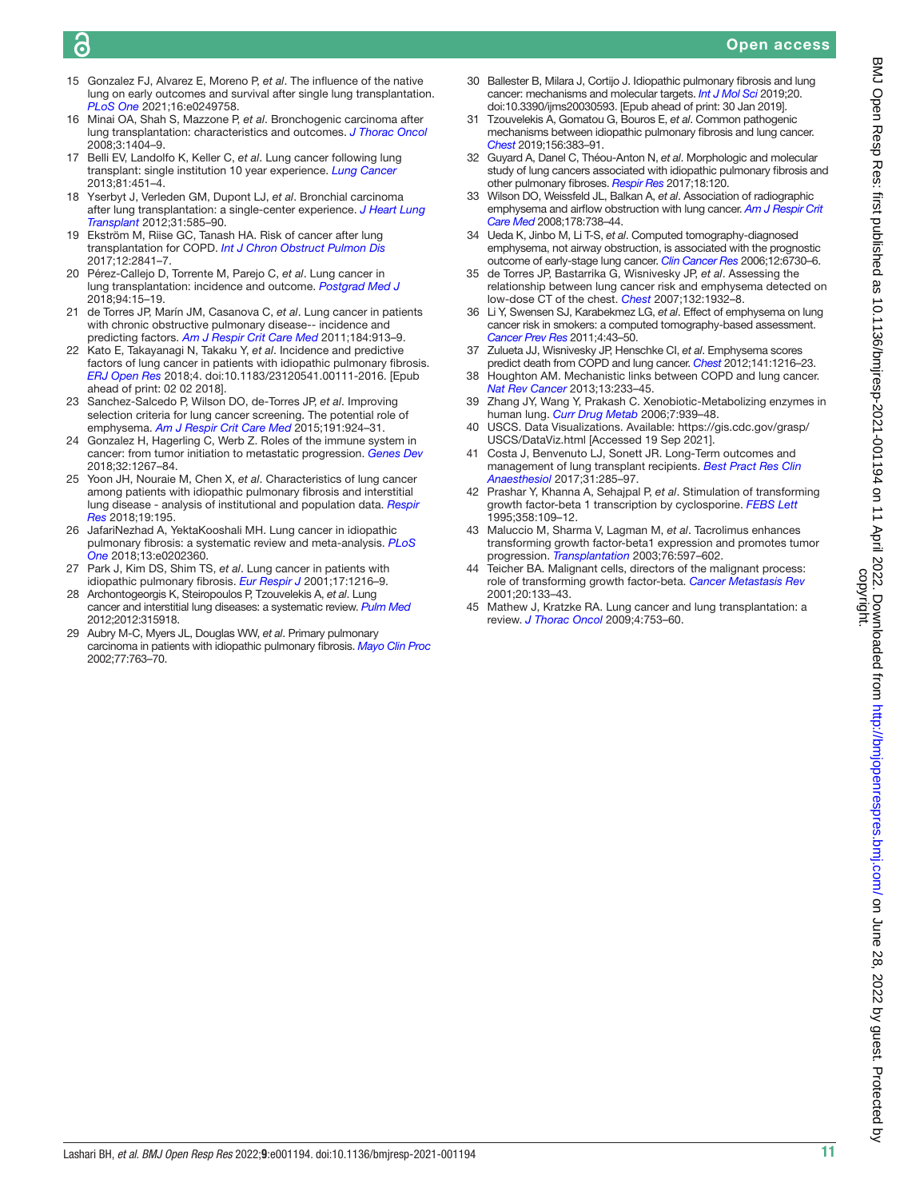15 Gonzalez FJ, Alvarez E, Moreno P, *et al*. The influence of the native lung on early outcomes and survival after single lung transplantation. *PLoS One* 2021;16:e0249758.
16 Minai OA, Shah S, Mazzone P, *et al*. Bronchogenic carcinoma after lung transplantation: characteristics and outcomes. *J Thorac Oncol* 2008;3:1404–9.
17 Belli EV, Landolfo K, Keller C, *et al*. Lung cancer following lung transplant: single institution 10 year experience. *Lung Cancer* 2013;81:451–4.
18 Yserbyt J, Verleden GM, Dupont LJ, *et al*. Bronchial carcinoma after lung transplantation: a single-center experience. *J Heart Lung Transplant* 2012;31:585–90.
19 Ekström M, Riise GC, Tanash HA. Risk of cancer after lung transplantation for COPD. *Int J Chron Obstruct Pulmon Dis* 2017;12:2841–7.
20 Pérez-Callejo D, Torrente M, Parejo C, *et al*. Lung cancer in lung transplantation: incidence and outcome. *Postgrad Med J* 2018;94:15–19.
21 de Torres JP, Marín JM, Casanova C, *et al*. Lung cancer in patients with chronic obstructive pulmonary disease-- incidence and predicting factors. *Am J Respir Crit Care Med* 2011;184:913–9.
22 Kato E, Takayanagi N, Takaku Y, *et al*. Incidence and predictive factors of lung cancer in patients with idiopathic pulmonary fibrosis. *ERJ Open Res* 2018;4. doi:10.1183/23120541.00111-2016. [Epub ahead of print: 02 02 2018].
23 Sanchez-Salcedo P, Wilson DO, de-Torres JP, *et al*. Improving selection criteria for lung cancer screening. The potential role of emphysema. *Am J Respir Crit Care Med* 2015;191:924–31.
24 Gonzalez H, Hagerling C, Werb Z. Roles of the immune system in cancer: from tumor initiation to metastatic progression. *Genes Dev* 2018;32:1267–84.
25 Yoon JH, Nouraie M, Chen X, *et al*. Characteristics of lung cancer among patients with idiopathic pulmonary fibrosis and interstitial lung disease - analysis of institutional and population data. *Respir Res* 2018;19:195.
26 JafariNezhad A, YektaKooshali MH. Lung cancer in idiopathic pulmonary fibrosis: a systematic review and meta-analysis. *PLoS One* 2018;13:e0202360.
27 Park J, Kim DS, Shim TS, *et al*. Lung cancer in patients with idiopathic pulmonary fibrosis. *Eur Respir J* 2001;17:1216–9.
28 Archontogeorgis K, Steiropoulos P, Tzouvelekis A, *et al*. Lung cancer and interstitial lung diseases: a systematic review. *Pulm Med* 2012;2012:315918.
29 Aubry M-C, Myers JL, Douglas WW, *et al*. Primary pulmonary carcinoma in patients with idiopathic pulmonary fibrosis. *Mayo Clin Proc* 2002;77:763–70.
30 Ballester B, Milara J, Cortijo J. Idiopathic pulmonary fibrosis and lung cancer: mechanisms and molecular targets. *Int J Mol Sci* 2019;20. doi:10.3390/ijms20030593. [Epub ahead of print: 30 Jan 2019].
31 Tzouvelekis A, Gomatou G, Bouros E, *et al*. Common pathogenic mechanisms between idiopathic pulmonary fibrosis and lung cancer. *Chest* 2019;156:383–91.
32 Guyard A, Danel C, Théou-Anton N, *et al*. Morphologic and molecular study of lung cancers associated with idiopathic pulmonary fibrosis and other pulmonary fibroses. *Respir Res* 2017;18:120.
33 Wilson DO, Weissfeld JL, Balkan A, *et al*. Association of radiographic emphysema and airflow obstruction with lung cancer. *Am J Respir Crit Care Med* 2008;178:738–44.
34 Ueda K, Jinbo M, Li T-S, *et al*. Computed tomography-diagnosed emphysema, not airway obstruction, is associated with the prognostic outcome of early-stage lung cancer. *Clin Cancer Res* 2006;12:6730–6.
35 de Torres JP, Bastarrika G, Wisnivesky JP, *et al*. Assessing the relationship between lung cancer risk and emphysema detected on low-dose CT of the chest. *Chest* 2007;132:1932–8.
36 Li Y, Swensen SJ, Karabekmez LG, *et al*. Effect of emphysema on lung cancer risk in smokers: a computed tomography-based assessment. *Cancer Prev Res* 2011;4:43–50.
37 Zulueta JJ, Wisnivesky JP, Henschke CI, *et al*. Emphysema scores predict death from COPD and lung cancer. *Chest* 2012;141:1216–23.
38 Houghton AM. Mechanistic links between COPD and lung cancer. *Nat Rev Cancer* 2013;13:233–45.
39 Zhang JY, Wang Y, Prakash C. Xenobiotic-Metabolizing enzymes in human lung. *Curr Drug Metab* 2006;7:939–48.
40 USCS. Data Visualizations. Available: https://gis.cdc.gov/grasp/USCS/DataViz.html [Accessed 19 Sep 2021].
41 Costa J, Benvenuto LJ, Sonett JR. Long-Term outcomes and management of lung transplant recipients. *Best Pract Res Clin Anaesthesiol* 2017;31:285–97.
42 Prashar Y, Khanna A, Sehajpal P, *et al*. Stimulation of transforming growth factor-beta 1 transcription by cyclosporine. *FEBS Lett* 1995;358:109–12.
43 Maluccio M, Sharma V, Lagman M, *et al*. Tacrolimus enhances transforming growth factor-beta1 expression and promotes tumor progression. *Transplantation* 2003;76:597–602.
44 Teicher BA. Malignant cells, directors of the malignant process: role of transforming growth factor-beta. *Cancer Metastasis Rev* 2001;20:133–43.
45 Mathew J, Kratzke RA. Lung cancer and lung transplantation: a review. *J Thorac Oncol* 2009;4:753–60.